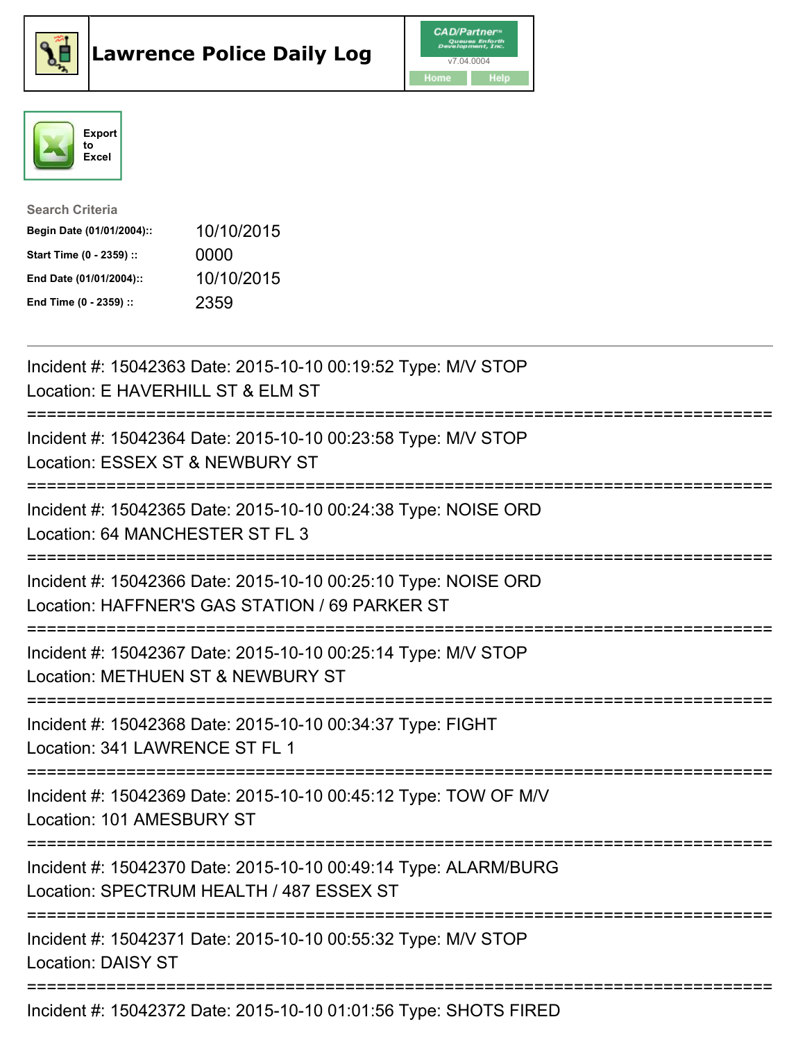# Lawrence Police Daily Log

CAD/Partner v7.04.0004

Home | Help

Export to Excel

**Search Criteria**

| | |
|---|---|
| **Begin Date (01/01/2004)::** | 10/10/2015 |
| **Start Time (0 - 2359) ::** | 0000 |
| **End Date (01/01/2004)::** | 10/10/2015 |
| **End Time (0 - 2359) ::** | 2359 |

---

Incident #: 15042363 Date: 2015-10-10 00:19:52 Type: M/V STOP
Location: E HAVERHILL ST & ELM ST

===========================================================================

Incident #: 15042364 Date: 2015-10-10 00:23:58 Type: M/V STOP
Location: ESSEX ST & NEWBURY ST

===========================================================================

Incident #: 15042365 Date: 2015-10-10 00:24:38 Type: NOISE ORD
Location: 64 MANCHESTER ST FL 3

===========================================================================

Incident #: 15042366 Date: 2015-10-10 00:25:10 Type: NOISE ORD
Location: HAFFNER'S GAS STATION / 69 PARKER ST

===========================================================================

Incident #: 15042367 Date: 2015-10-10 00:25:14 Type: M/V STOP
Location: METHUEN ST & NEWBURY ST

===========================================================================

Incident #: 15042368 Date: 2015-10-10 00:34:37 Type: FIGHT
Location: 341 LAWRENCE ST FL 1

===========================================================================

Incident #: 15042369 Date: 2015-10-10 00:45:12 Type: TOW OF M/V
Location: 101 AMESBURY ST

===========================================================================

Incident #: 15042370 Date: 2015-10-10 00:49:14 Type: ALARM/BURG
Location: SPECTRUM HEALTH / 487 ESSEX ST

===========================================================================

Incident #: 15042371 Date: 2015-10-10 00:55:32 Type: M/V STOP
Location: DAISY ST

===========================================================================

Incident #: 15042372 Date: 2015-10-10 01:01:56 Type: SHOTS FIRED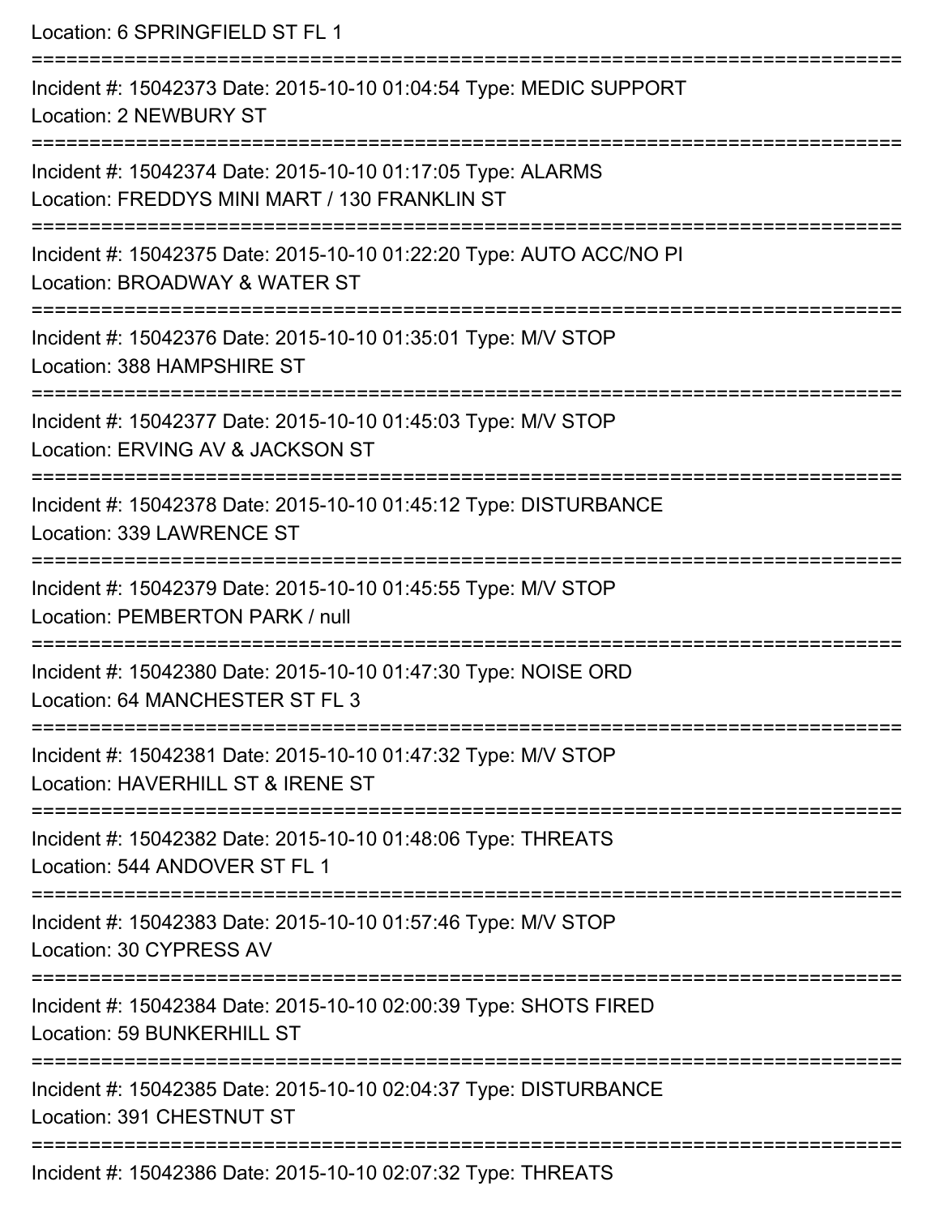Location: 6 SPRINGFIELD ST FL 1

===========================================================================

Incident #: 15042373 Date: 2015-10-10 01:04:54 Type: MEDIC SUPPORT
Location: 2 NEWBURY ST

===========================================================================

Incident #: 15042374 Date: 2015-10-10 01:17:05 Type: ALARMS
Location: FREDDYS MINI MART / 130 FRANKLIN ST

===========================================================================

Incident #: 15042375 Date: 2015-10-10 01:22:20 Type: AUTO ACC/NO PI
Location: BROADWAY & WATER ST

===========================================================================

Incident #: 15042376 Date: 2015-10-10 01:35:01 Type: M/V STOP
Location: 388 HAMPSHIRE ST

===========================================================================

Incident #: 15042377 Date: 2015-10-10 01:45:03 Type: M/V STOP
Location: ERVING AV & JACKSON ST

===========================================================================

Incident #: 15042378 Date: 2015-10-10 01:45:12 Type: DISTURBANCE
Location: 339 LAWRENCE ST

===========================================================================

Incident #: 15042379 Date: 2015-10-10 01:45:55 Type: M/V STOP
Location: PEMBERTON PARK / null

===========================================================================

Incident #: 15042380 Date: 2015-10-10 01:47:30 Type: NOISE ORD
Location: 64 MANCHESTER ST FL 3

===========================================================================

Incident #: 15042381 Date: 2015-10-10 01:47:32 Type: M/V STOP
Location: HAVERHILL ST & IRENE ST

===========================================================================

Incident #: 15042382 Date: 2015-10-10 01:48:06 Type: THREATS
Location: 544 ANDOVER ST FL 1

===========================================================================

Incident #: 15042383 Date: 2015-10-10 01:57:46 Type: M/V STOP
Location: 30 CYPRESS AV

===========================================================================

Incident #: 15042384 Date: 2015-10-10 02:00:39 Type: SHOTS FIRED
Location: 59 BUNKERHILL ST

===========================================================================

Incident #: 15042385 Date: 2015-10-10 02:04:37 Type: DISTURBANCE
Location: 391 CHESTNUT ST

===========================================================================

Incident #: 15042386 Date: 2015-10-10 02:07:32 Type: THREATS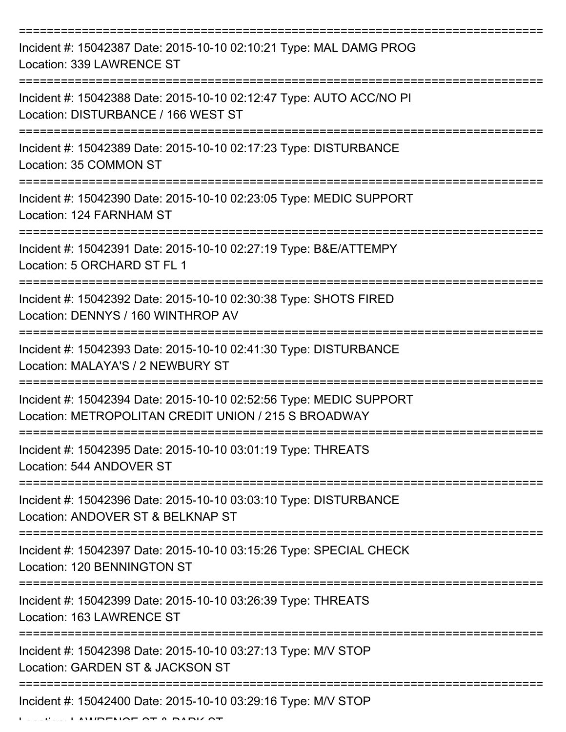===========================================================================

Incident #: 15042387 Date: 2015-10-10 02:10:21 Type: MAL DAMG PROG
Location: 339 LAWRENCE ST

===========================================================================

Incident #: 15042388 Date: 2015-10-10 02:12:47 Type: AUTO ACC/NO PI
Location: DISTURBANCE / 166 WEST ST

===========================================================================

Incident #: 15042389 Date: 2015-10-10 02:17:23 Type: DISTURBANCE
Location: 35 COMMON ST

===========================================================================

Incident #: 15042390 Date: 2015-10-10 02:23:05 Type: MEDIC SUPPORT
Location: 124 FARNHAM ST

===========================================================================

Incident #: 15042391 Date: 2015-10-10 02:27:19 Type: B&E/ATTEMPY
Location: 5 ORCHARD ST FL 1

===========================================================================

Incident #: 15042392 Date: 2015-10-10 02:30:38 Type: SHOTS FIRED
Location: DENNYS / 160 WINTHROP AV

===========================================================================

Incident #: 15042393 Date: 2015-10-10 02:41:30 Type: DISTURBANCE
Location: MALAYA'S / 2 NEWBURY ST

===========================================================================

Incident #: 15042394 Date: 2015-10-10 02:52:56 Type: MEDIC SUPPORT
Location: METROPOLITAN CREDIT UNION / 215 S BROADWAY

===========================================================================

Incident #: 15042395 Date: 2015-10-10 03:01:19 Type: THREATS
Location: 544 ANDOVER ST

===========================================================================

Incident #: 15042396 Date: 2015-10-10 03:03:10 Type: DISTURBANCE
Location: ANDOVER ST & BELKNAP ST

===========================================================================

Incident #: 15042397 Date: 2015-10-10 03:15:26 Type: SPECIAL CHECK
Location: 120 BENNINGTON ST

===========================================================================

Incident #: 15042399 Date: 2015-10-10 03:26:39 Type: THREATS
Location: 163 LAWRENCE ST

===========================================================================

Incident #: 15042398 Date: 2015-10-10 03:27:13 Type: M/V STOP
Location: GARDEN ST & JACKSON ST

===========================================================================

Incident #: 15042400 Date: 2015-10-10 03:29:16 Type: M/V STOP
Location: LAWRENCE ST & PARK ST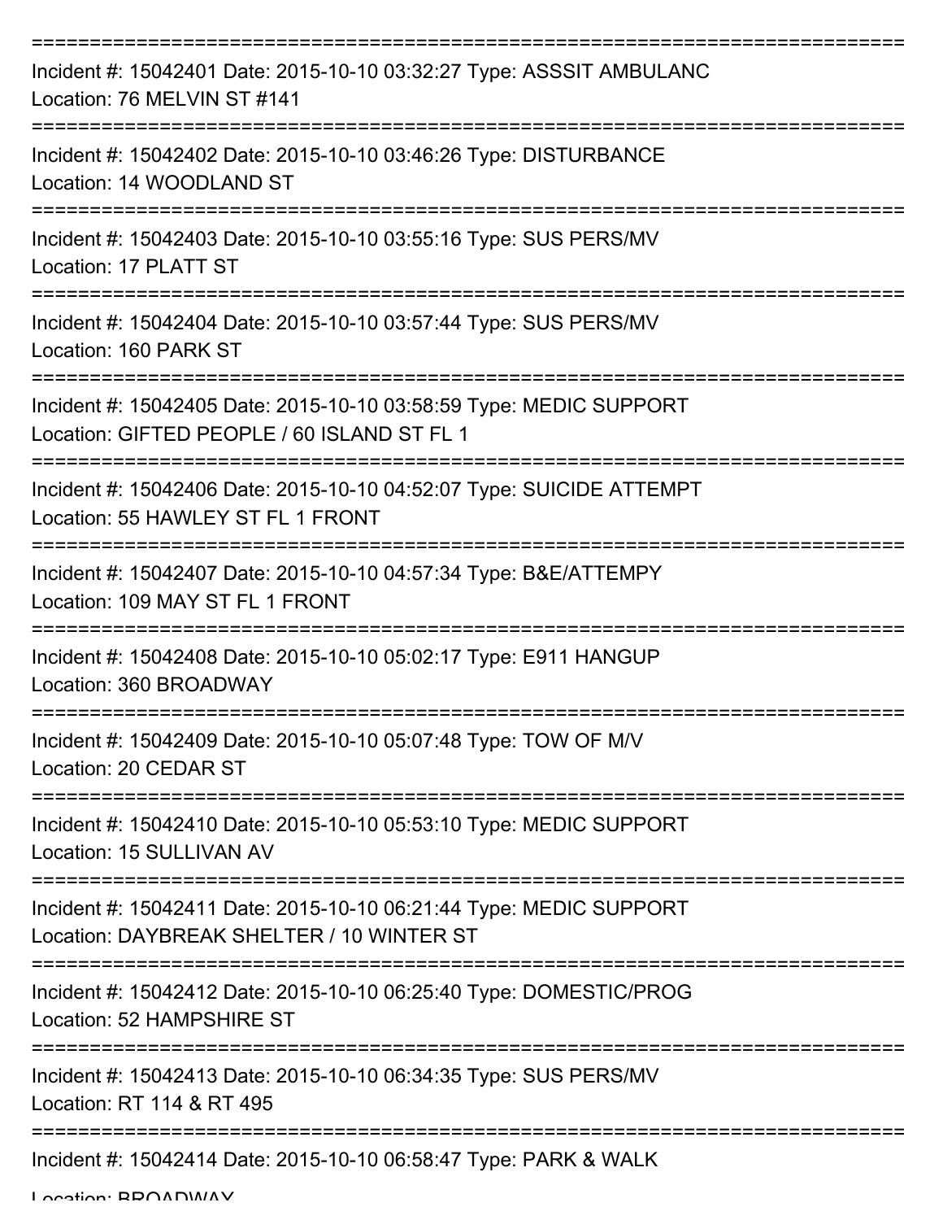===========================================================================
Incident #: 15042401 Date: 2015-10-10 03:32:27 Type: ASSSIT AMBULANC
Location: 76 MELVIN ST #141
===========================================================================
Incident #: 15042402 Date: 2015-10-10 03:46:26 Type: DISTURBANCE
Location: 14 WOODLAND ST
===========================================================================
Incident #: 15042403 Date: 2015-10-10 03:55:16 Type: SUS PERS/MV
Location: 17 PLATT ST
===========================================================================
Incident #: 15042404 Date: 2015-10-10 03:57:44 Type: SUS PERS/MV
Location: 160 PARK ST
===========================================================================
Incident #: 15042405 Date: 2015-10-10 03:58:59 Type: MEDIC SUPPORT
Location: GIFTED PEOPLE / 60 ISLAND ST FL 1
===========================================================================
Incident #: 15042406 Date: 2015-10-10 04:52:07 Type: SUICIDE ATTEMPT
Location: 55 HAWLEY ST FL 1 FRONT
===========================================================================
Incident #: 15042407 Date: 2015-10-10 04:57:34 Type: B&E/ATTEMPY
Location: 109 MAY ST FL 1 FRONT
===========================================================================
Incident #: 15042408 Date: 2015-10-10 05:02:17 Type: E911 HANGUP
Location: 360 BROADWAY
===========================================================================
Incident #: 15042409 Date: 2015-10-10 05:07:48 Type: TOW OF M/V
Location: 20 CEDAR ST
===========================================================================
Incident #: 15042410 Date: 2015-10-10 05:53:10 Type: MEDIC SUPPORT
Location: 15 SULLIVAN AV
===========================================================================
Incident #: 15042411 Date: 2015-10-10 06:21:44 Type: MEDIC SUPPORT
Location: DAYBREAK SHELTER / 10 WINTER ST
===========================================================================
Incident #: 15042412 Date: 2015-10-10 06:25:40 Type: DOMESTIC/PROG
Location: 52 HAMPSHIRE ST
===========================================================================
Incident #: 15042413 Date: 2015-10-10 06:34:35 Type: SUS PERS/MV
Location: RT 114 & RT 495
===========================================================================
Incident #: 15042414 Date: 2015-10-10 06:58:47 Type: PARK & WALK
Location: BROADWAY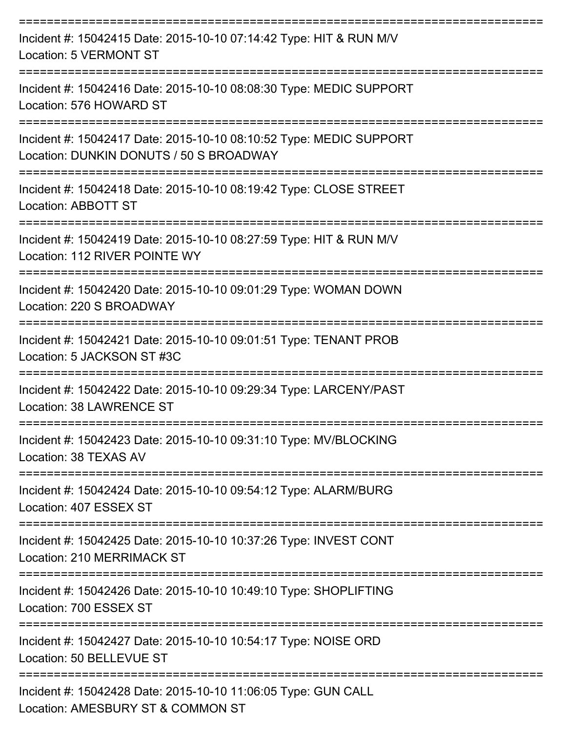===========================================================================
Incident #: 15042415 Date: 2015-10-10 07:14:42 Type: HIT & RUN M/V
Location: 5 VERMONT ST
===========================================================================
Incident #: 15042416 Date: 2015-10-10 08:08:30 Type: MEDIC SUPPORT
Location: 576 HOWARD ST
===========================================================================
Incident #: 15042417 Date: 2015-10-10 08:10:52 Type: MEDIC SUPPORT
Location: DUNKIN DONUTS / 50 S BROADWAY
===========================================================================
Incident #: 15042418 Date: 2015-10-10 08:19:42 Type: CLOSE STREET
Location: ABBOTT ST
===========================================================================
Incident #: 15042419 Date: 2015-10-10 08:27:59 Type: HIT & RUN M/V
Location: 112 RIVER POINTE WY
===========================================================================
Incident #: 15042420 Date: 2015-10-10 09:01:29 Type: WOMAN DOWN
Location: 220 S BROADWAY
===========================================================================
Incident #: 15042421 Date: 2015-10-10 09:01:51 Type: TENANT PROB
Location: 5 JACKSON ST #3C
===========================================================================
Incident #: 15042422 Date: 2015-10-10 09:29:34 Type: LARCENY/PAST
Location: 38 LAWRENCE ST
===========================================================================
Incident #: 15042423 Date: 2015-10-10 09:31:10 Type: MV/BLOCKING
Location: 38 TEXAS AV
===========================================================================
Incident #: 15042424 Date: 2015-10-10 09:54:12 Type: ALARM/BURG
Location: 407 ESSEX ST
===========================================================================
Incident #: 15042425 Date: 2015-10-10 10:37:26 Type: INVEST CONT
Location: 210 MERRIMACK ST
===========================================================================
Incident #: 15042426 Date: 2015-10-10 10:49:10 Type: SHOPLIFTING
Location: 700 ESSEX ST
===========================================================================
Incident #: 15042427 Date: 2015-10-10 10:54:17 Type: NOISE ORD
Location: 50 BELLEVUE ST
===========================================================================
Incident #: 15042428 Date: 2015-10-10 11:06:05 Type: GUN CALL
Location: AMESBURY ST & COMMON ST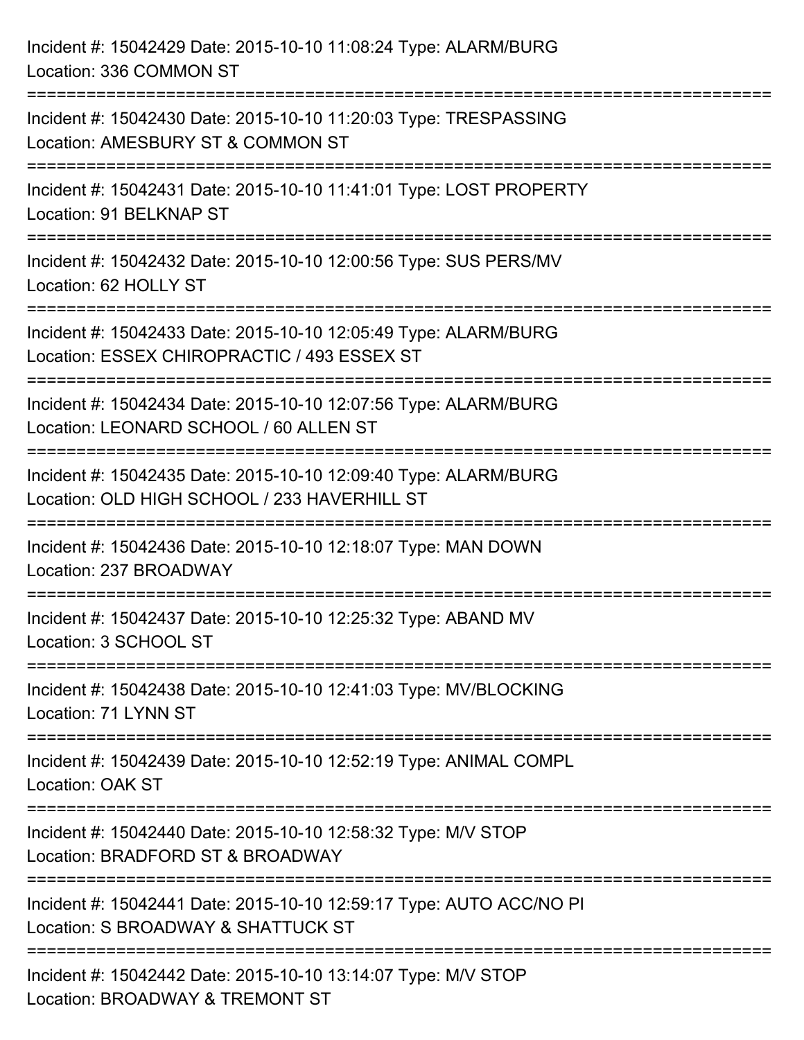Incident #: 15042429 Date: 2015-10-10 11:08:24 Type: ALARM/BURG
Location: 336 COMMON ST

===========================================================================

Incident #: 15042430 Date: 2015-10-10 11:20:03 Type: TRESPASSING
Location: AMESBURY ST & COMMON ST

===========================================================================

Incident #: 15042431 Date: 2015-10-10 11:41:01 Type: LOST PROPERTY
Location: 91 BELKNAP ST

===========================================================================

Incident #: 15042432 Date: 2015-10-10 12:00:56 Type: SUS PERS/MV
Location: 62 HOLLY ST

===========================================================================

Incident #: 15042433 Date: 2015-10-10 12:05:49 Type: ALARM/BURG
Location: ESSEX CHIROPRACTIC / 493 ESSEX ST

===========================================================================

Incident #: 15042434 Date: 2015-10-10 12:07:56 Type: ALARM/BURG
Location: LEONARD SCHOOL / 60 ALLEN ST

===========================================================================

Incident #: 15042435 Date: 2015-10-10 12:09:40 Type: ALARM/BURG
Location: OLD HIGH SCHOOL / 233 HAVERHILL ST

===========================================================================

Incident #: 15042436 Date: 2015-10-10 12:18:07 Type: MAN DOWN
Location: 237 BROADWAY

===========================================================================

Incident #: 15042437 Date: 2015-10-10 12:25:32 Type: ABAND MV
Location: 3 SCHOOL ST

===========================================================================

Incident #: 15042438 Date: 2015-10-10 12:41:03 Type: MV/BLOCKING
Location: 71 LYNN ST

===========================================================================

Incident #: 15042439 Date: 2015-10-10 12:52:19 Type: ANIMAL COMPL
Location: OAK ST

===========================================================================

Incident #: 15042440 Date: 2015-10-10 12:58:32 Type: M/V STOP
Location: BRADFORD ST & BROADWAY

===========================================================================

Incident #: 15042441 Date: 2015-10-10 12:59:17 Type: AUTO ACC/NO PI
Location: S BROADWAY & SHATTUCK ST

===========================================================================

Incident #: 15042442 Date: 2015-10-10 13:14:07 Type: M/V STOP
Location: BROADWAY & TREMONT ST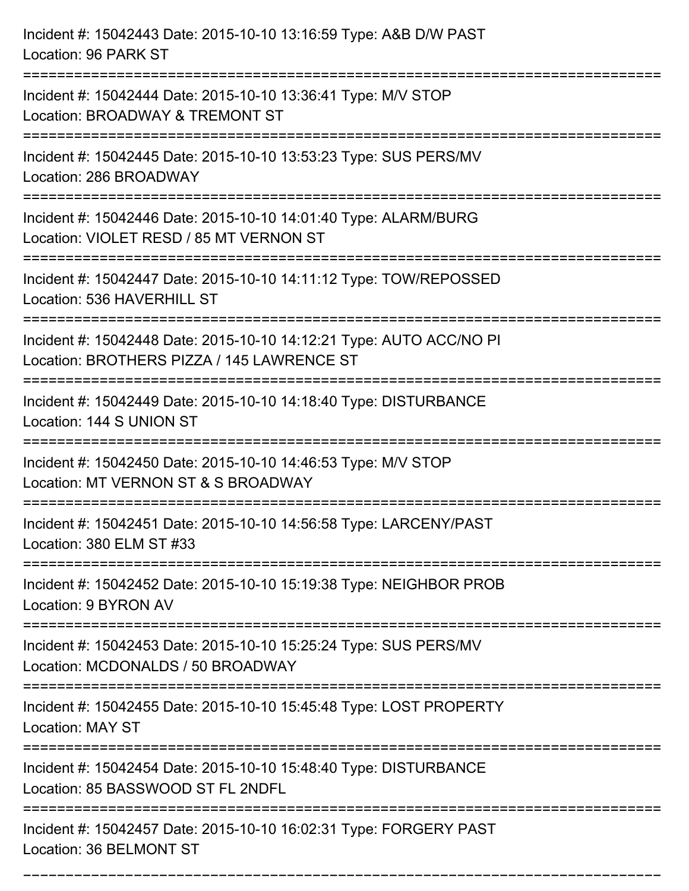Incident #: 15042443 Date: 2015-10-10 13:16:59 Type: A&B D/W PAST
Location: 96 PARK ST

===========================================================================

Incident #: 15042444 Date: 2015-10-10 13:36:41 Type: M/V STOP
Location: BROADWAY & TREMONT ST

===========================================================================

Incident #: 15042445 Date: 2015-10-10 13:53:23 Type: SUS PERS/MV
Location: 286 BROADWAY

===========================================================================

Incident #: 15042446 Date: 2015-10-10 14:01:40 Type: ALARM/BURG
Location: VIOLET RESD / 85 MT VERNON ST

===========================================================================

Incident #: 15042447 Date: 2015-10-10 14:11:12 Type: TOW/REPOSSED
Location: 536 HAVERHILL ST

===========================================================================

Incident #: 15042448 Date: 2015-10-10 14:12:21 Type: AUTO ACC/NO PI
Location: BROTHERS PIZZA / 145 LAWRENCE ST

===========================================================================

Incident #: 15042449 Date: 2015-10-10 14:18:40 Type: DISTURBANCE
Location: 144 S UNION ST

===========================================================================

Incident #: 15042450 Date: 2015-10-10 14:46:53 Type: M/V STOP
Location: MT VERNON ST & S BROADWAY

===========================================================================

Incident #: 15042451 Date: 2015-10-10 14:56:58 Type: LARCENY/PAST
Location: 380 ELM ST #33

===========================================================================

Incident #: 15042452 Date: 2015-10-10 15:19:38 Type: NEIGHBOR PROB
Location: 9 BYRON AV

===========================================================================

Incident #: 15042453 Date: 2015-10-10 15:25:24 Type: SUS PERS/MV
Location: MCDONALDS / 50 BROADWAY

===========================================================================

Incident #: 15042455 Date: 2015-10-10 15:45:48 Type: LOST PROPERTY
Location: MAY ST

===========================================================================

Incident #: 15042454 Date: 2015-10-10 15:48:40 Type: DISTURBANCE
Location: 85 BASSWOOD ST FL 2NDFL

===========================================================================

Incident #: 15042457 Date: 2015-10-10 16:02:31 Type: FORGERY PAST
Location: 36 BELMONT ST

===========================================================================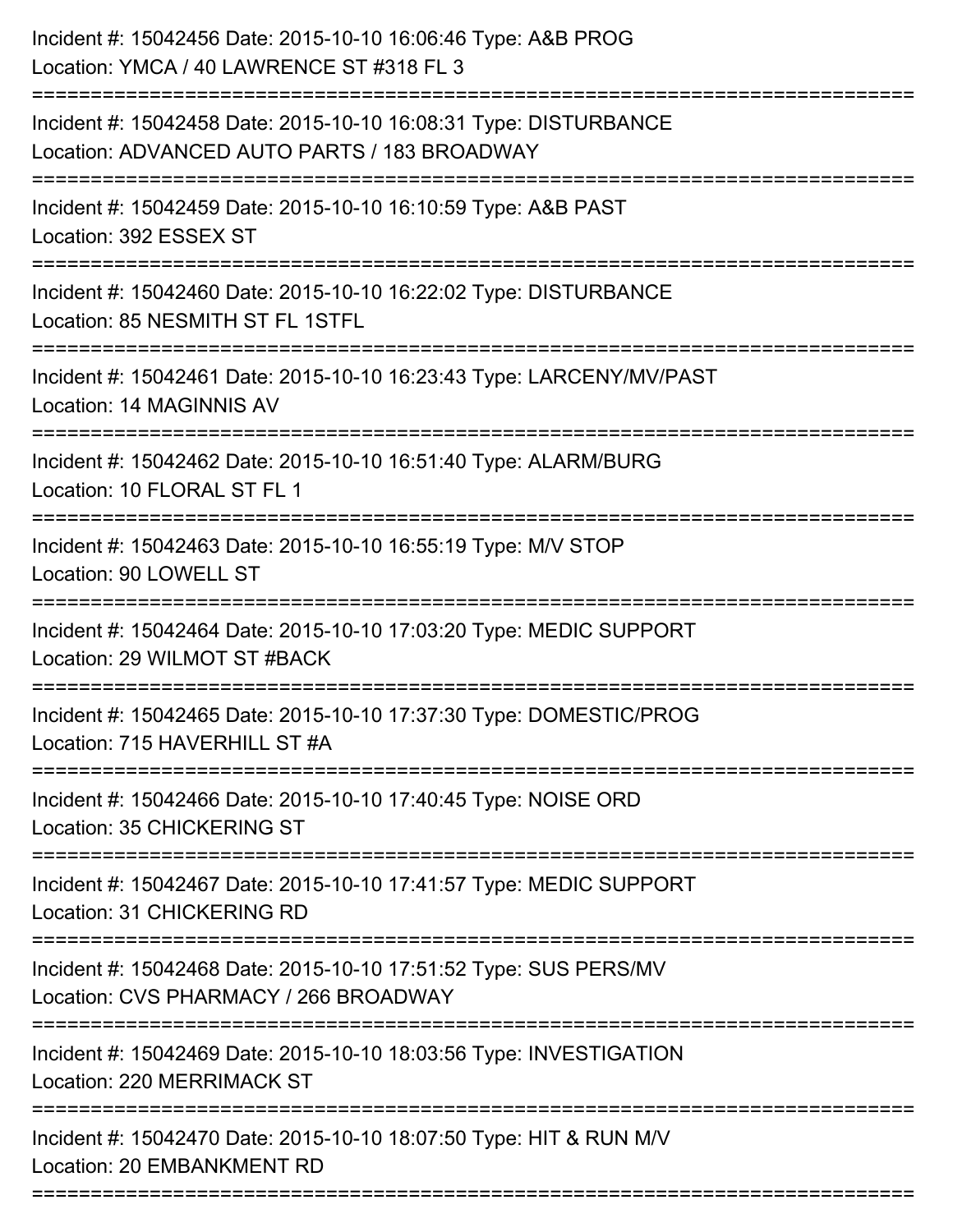Incident #: 15042456 Date: 2015-10-10 16:06:46 Type: A&B PROG
Location: YMCA / 40 LAWRENCE ST #318 FL 3

===========================================================================

Incident #: 15042458 Date: 2015-10-10 16:08:31 Type: DISTURBANCE
Location: ADVANCED AUTO PARTS / 183 BROADWAY

===========================================================================

Incident #: 15042459 Date: 2015-10-10 16:10:59 Type: A&B PAST
Location: 392 ESSEX ST

===========================================================================

Incident #: 15042460 Date: 2015-10-10 16:22:02 Type: DISTURBANCE
Location: 85 NESMITH ST FL 1STFL

===========================================================================

Incident #: 15042461 Date: 2015-10-10 16:23:43 Type: LARCENY/MV/PAST
Location: 14 MAGINNIS AV

===========================================================================

Incident #: 15042462 Date: 2015-10-10 16:51:40 Type: ALARM/BURG
Location: 10 FLORAL ST FL 1

===========================================================================

Incident #: 15042463 Date: 2015-10-10 16:55:19 Type: M/V STOP
Location: 90 LOWELL ST

===========================================================================

Incident #: 15042464 Date: 2015-10-10 17:03:20 Type: MEDIC SUPPORT
Location: 29 WILMOT ST #BACK

===========================================================================

Incident #: 15042465 Date: 2015-10-10 17:37:30 Type: DOMESTIC/PROG
Location: 715 HAVERHILL ST #A

===========================================================================

Incident #: 15042466 Date: 2015-10-10 17:40:45 Type: NOISE ORD
Location: 35 CHICKERING ST

===========================================================================

Incident #: 15042467 Date: 2015-10-10 17:41:57 Type: MEDIC SUPPORT
Location: 31 CHICKERING RD

===========================================================================

Incident #: 15042468 Date: 2015-10-10 17:51:52 Type: SUS PERS/MV
Location: CVS PHARMACY / 266 BROADWAY

===========================================================================

Incident #: 15042469 Date: 2015-10-10 18:03:56 Type: INVESTIGATION
Location: 220 MERRIMACK ST

===========================================================================

Incident #: 15042470 Date: 2015-10-10 18:07:50 Type: HIT & RUN M/V
Location: 20 EMBANKMENT RD

===========================================================================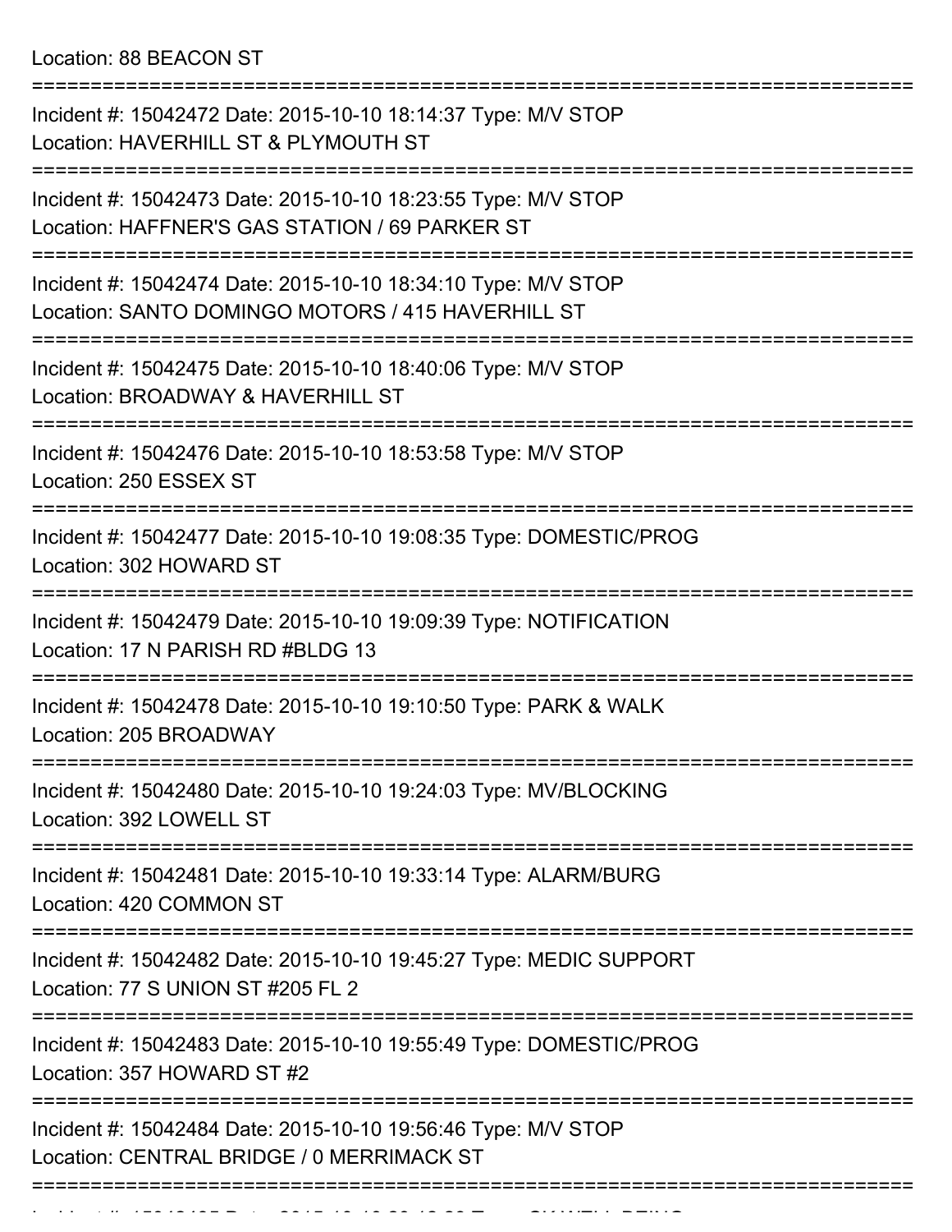Location: 88 BEACON ST

===========================================================================

Incident #: 15042472 Date: 2015-10-10 18:14:37 Type: M/V STOP
Location: HAVERHILL ST & PLYMOUTH ST

===========================================================================

Incident #: 15042473 Date: 2015-10-10 18:23:55 Type: M/V STOP
Location: HAFFNER'S GAS STATION / 69 PARKER ST

===========================================================================

Incident #: 15042474 Date: 2015-10-10 18:34:10 Type: M/V STOP
Location: SANTO DOMINGO MOTORS / 415 HAVERHILL ST

===========================================================================

Incident #: 15042475 Date: 2015-10-10 18:40:06 Type: M/V STOP
Location: BROADWAY & HAVERHILL ST

===========================================================================

Incident #: 15042476 Date: 2015-10-10 18:53:58 Type: M/V STOP
Location: 250 ESSEX ST

===========================================================================

Incident #: 15042477 Date: 2015-10-10 19:08:35 Type: DOMESTIC/PROG
Location: 302 HOWARD ST

===========================================================================

Incident #: 15042479 Date: 2015-10-10 19:09:39 Type: NOTIFICATION
Location: 17 N PARISH RD #BLDG 13

===========================================================================

Incident #: 15042478 Date: 2015-10-10 19:10:50 Type: PARK & WALK
Location: 205 BROADWAY

===========================================================================

Incident #: 15042480 Date: 2015-10-10 19:24:03 Type: MV/BLOCKING
Location: 392 LOWELL ST

===========================================================================

Incident #: 15042481 Date: 2015-10-10 19:33:14 Type: ALARM/BURG
Location: 420 COMMON ST

===========================================================================

Incident #: 15042482 Date: 2015-10-10 19:45:27 Type: MEDIC SUPPORT
Location: 77 S UNION ST #205 FL 2

===========================================================================

Incident #: 15042483 Date: 2015-10-10 19:55:49 Type: DOMESTIC/PROG
Location: 357 HOWARD ST #2

===========================================================================

Incident #: 15042484 Date: 2015-10-10 19:56:46 Type: M/V STOP
Location: CENTRAL BRIDGE / 0 MERRIMACK ST

===========================================================================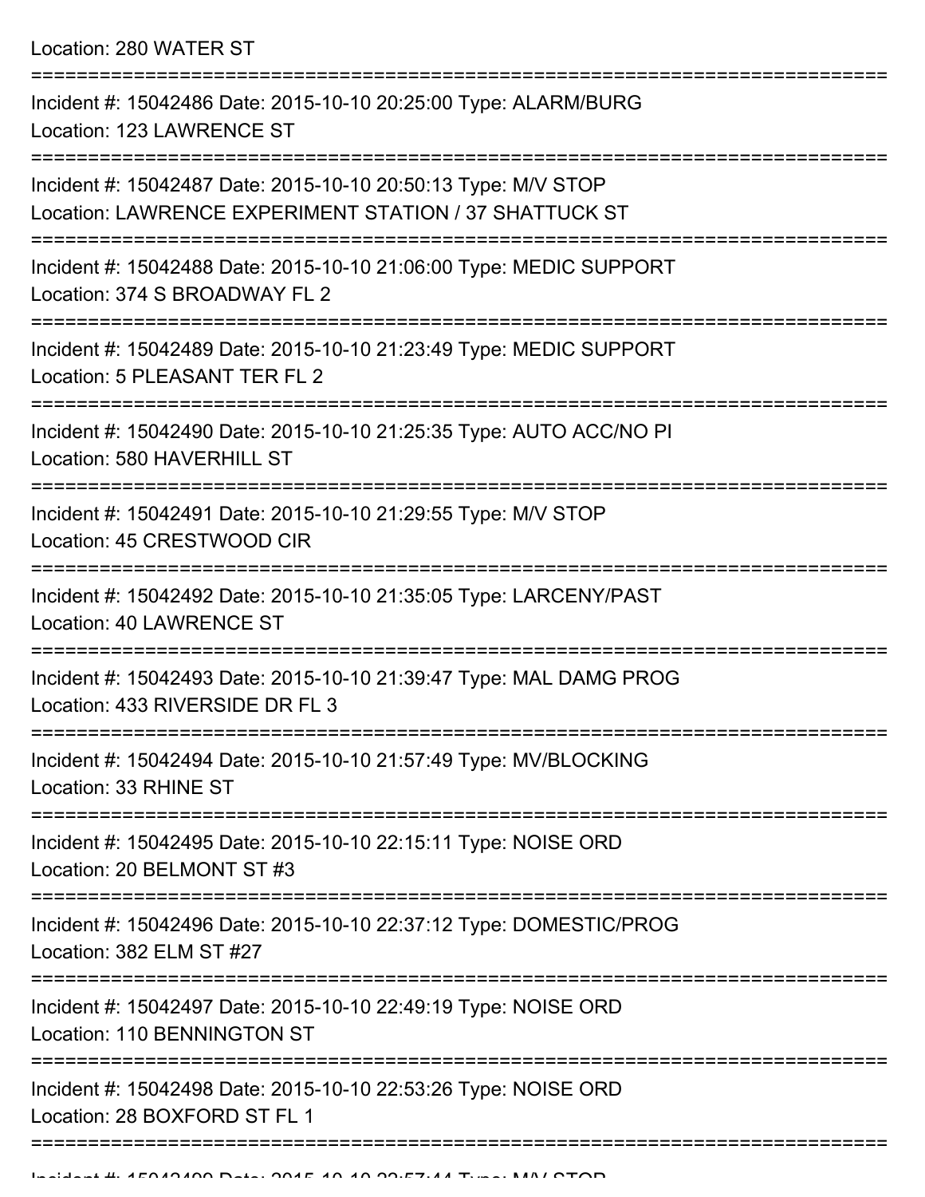Location: 280 WATER ST

===========================================================================

Incident #: 15042486 Date: 2015-10-10 20:25:00 Type: ALARM/BURG
Location: 123 LAWRENCE ST

===========================================================================

Incident #: 15042487 Date: 2015-10-10 20:50:13 Type: M/V STOP
Location: LAWRENCE EXPERIMENT STATION / 37 SHATTUCK ST

===========================================================================

Incident #: 15042488 Date: 2015-10-10 21:06:00 Type: MEDIC SUPPORT
Location: 374 S BROADWAY FL 2

===========================================================================

Incident #: 15042489 Date: 2015-10-10 21:23:49 Type: MEDIC SUPPORT
Location: 5 PLEASANT TER FL 2

===========================================================================

Incident #: 15042490 Date: 2015-10-10 21:25:35 Type: AUTO ACC/NO PI
Location: 580 HAVERHILL ST

===========================================================================

Incident #: 15042491 Date: 2015-10-10 21:29:55 Type: M/V STOP
Location: 45 CRESTWOOD CIR

===========================================================================

Incident #: 15042492 Date: 2015-10-10 21:35:05 Type: LARCENY/PAST
Location: 40 LAWRENCE ST

===========================================================================

Incident #: 15042493 Date: 2015-10-10 21:39:47 Type: MAL DAMG PROG
Location: 433 RIVERSIDE DR FL 3

===========================================================================

Incident #: 15042494 Date: 2015-10-10 21:57:49 Type: MV/BLOCKING
Location: 33 RHINE ST

===========================================================================

Incident #: 15042495 Date: 2015-10-10 22:15:11 Type: NOISE ORD
Location: 20 BELMONT ST #3

===========================================================================

Incident #: 15042496 Date: 2015-10-10 22:37:12 Type: DOMESTIC/PROG
Location: 382 ELM ST #27

===========================================================================

Incident #: 15042497 Date: 2015-10-10 22:49:19 Type: NOISE ORD
Location: 110 BENNINGTON ST

===========================================================================

Incident #: 15042498 Date: 2015-10-10 22:53:26 Type: NOISE ORD
Location: 28 BOXFORD ST FL 1

===========================================================================

Incident #: 15042499 Date: 2015-10-10 22:57:44 Type: M/V STOP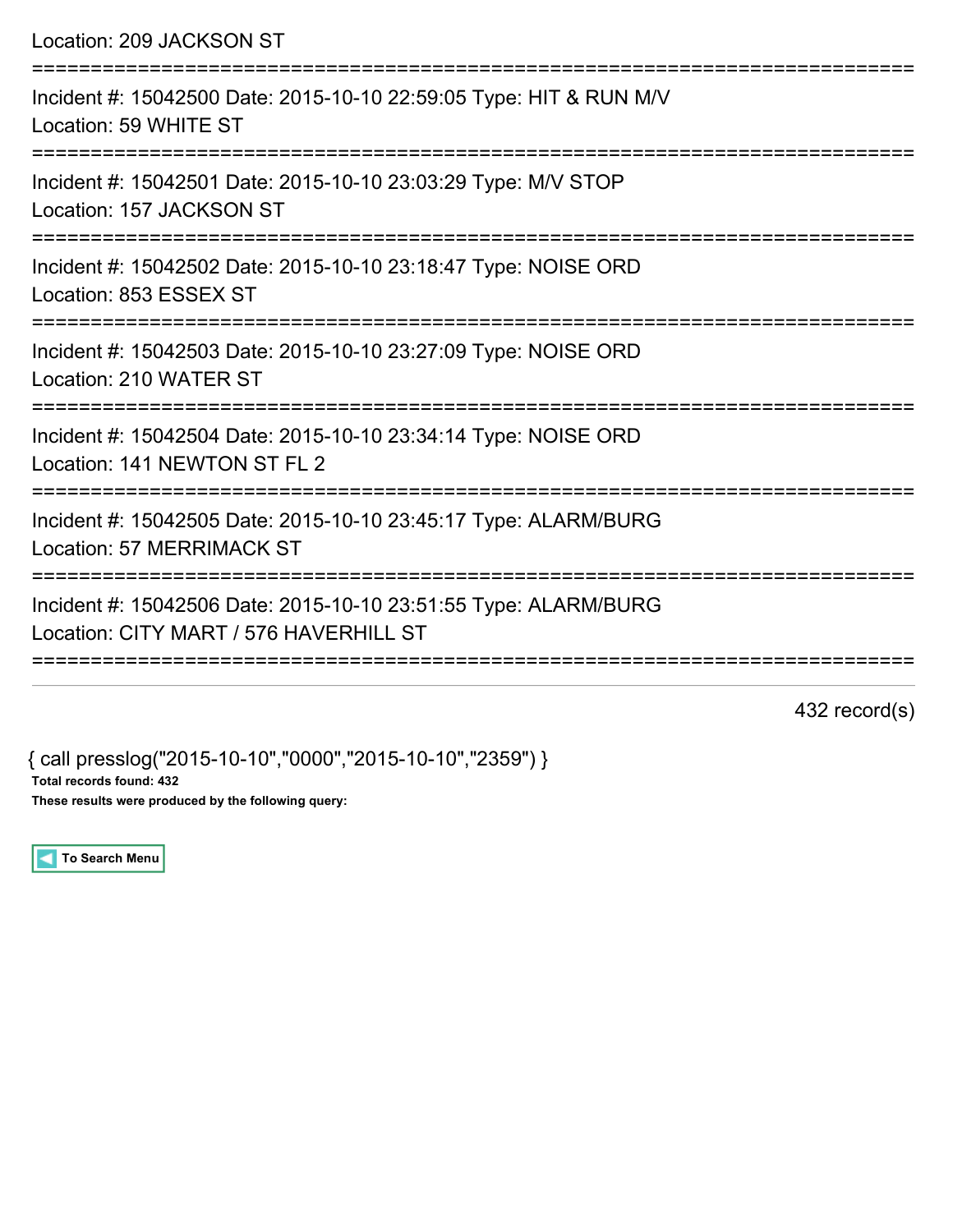Location: 209 JACKSON ST

===========================================================================

Incident #: 15042500 Date: 2015-10-10 22:59:05 Type: HIT & RUN M/V
Location: 59 WHITE ST

===========================================================================

Incident #: 15042501 Date: 2015-10-10 23:03:29 Type: M/V STOP
Location: 157 JACKSON ST

===========================================================================

Incident #: 15042502 Date: 2015-10-10 23:18:47 Type: NOISE ORD
Location: 853 ESSEX ST

===========================================================================

Incident #: 15042503 Date: 2015-10-10 23:27:09 Type: NOISE ORD
Location: 210 WATER ST

===========================================================================

Incident #: 15042504 Date: 2015-10-10 23:34:14 Type: NOISE ORD
Location: 141 NEWTON ST FL 2

===========================================================================

Incident #: 15042505 Date: 2015-10-10 23:45:17 Type: ALARM/BURG
Location: 57 MERRIMACK ST

===========================================================================

Incident #: 15042506 Date: 2015-10-10 23:51:55 Type: ALARM/BURG
Location: CITY MART / 576 HAVERHILL ST

===========================================================================

432 record(s)

{ call presslog("2015-10-10","0000","2015-10-10","2359") }

**Total records found: 432**

**These results were produced by the following query:**

To Search Menu